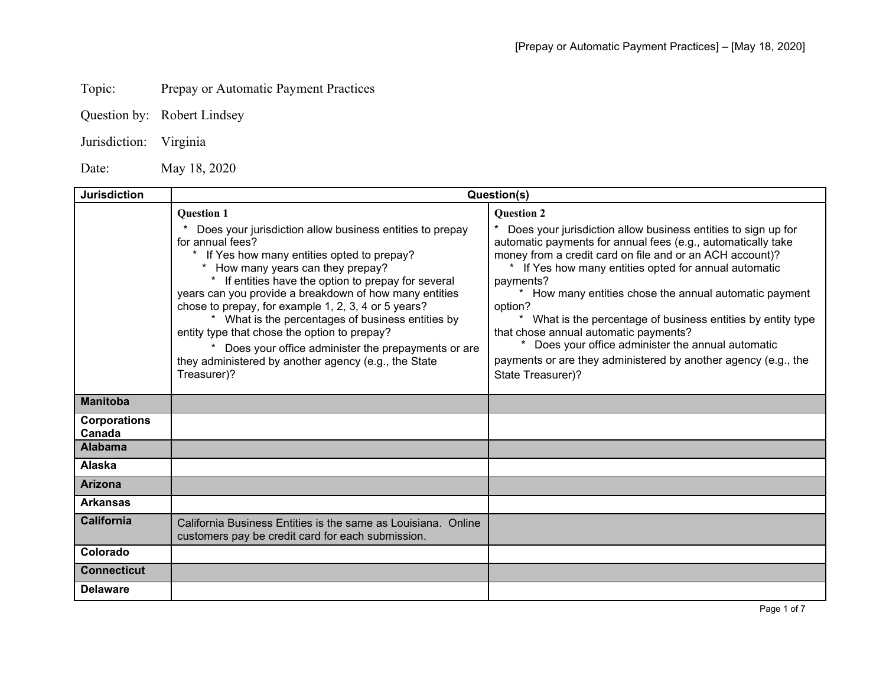Topic: Prepay or Automatic Payment Practices

Question by: Robert Lindsey

Jurisdiction: Virginia

Date: May 18, 2020

| Jurisdiction | Question(s) | |
|---|---|---|
| | **Question 1**<br>* Does your jurisdiction allow business entities to prepay for annual fees?<br>* If Yes how many entities opted to prepay?<br>* How many years can they prepay?<br>* If entities have the option to prepay for several years can you provide a breakdown of how many entities chose to prepay, for example 1, 2, 3, 4 or 5 years?<br>* What is the percentages of business entities by entity type that chose the option to prepay?<br>* Does your office administer the prepayments or are they administered by another agency (e.g., the State Treasurer)? | **Question 2**<br>* Does your jurisdiction allow business entities to sign up for automatic payments for annual fees (e.g., automatically take money from a credit card on file and or an ACH account)?<br>* If Yes how many entities opted for annual automatic payments?<br>* How many entities chose the annual automatic payment option?<br>* What is the percentage of business entities by entity type that chose annual automatic payments?<br>* Does your office administer the annual automatic payments or are they administered by another agency (e.g., the State Treasurer)? |
| **Manitoba** | | |
| **Corporations Canada** | | |
| **Alabama** | | |
| **Alaska** | | |
| **Arizona** | | |
| **Arkansas** | | |
| **California** | California Business Entities is the same as Louisiana. Online customers pay be credit card for each submission. | |
| **Colorado** | | |
| **Connecticut** | | |
| **Delaware** | | |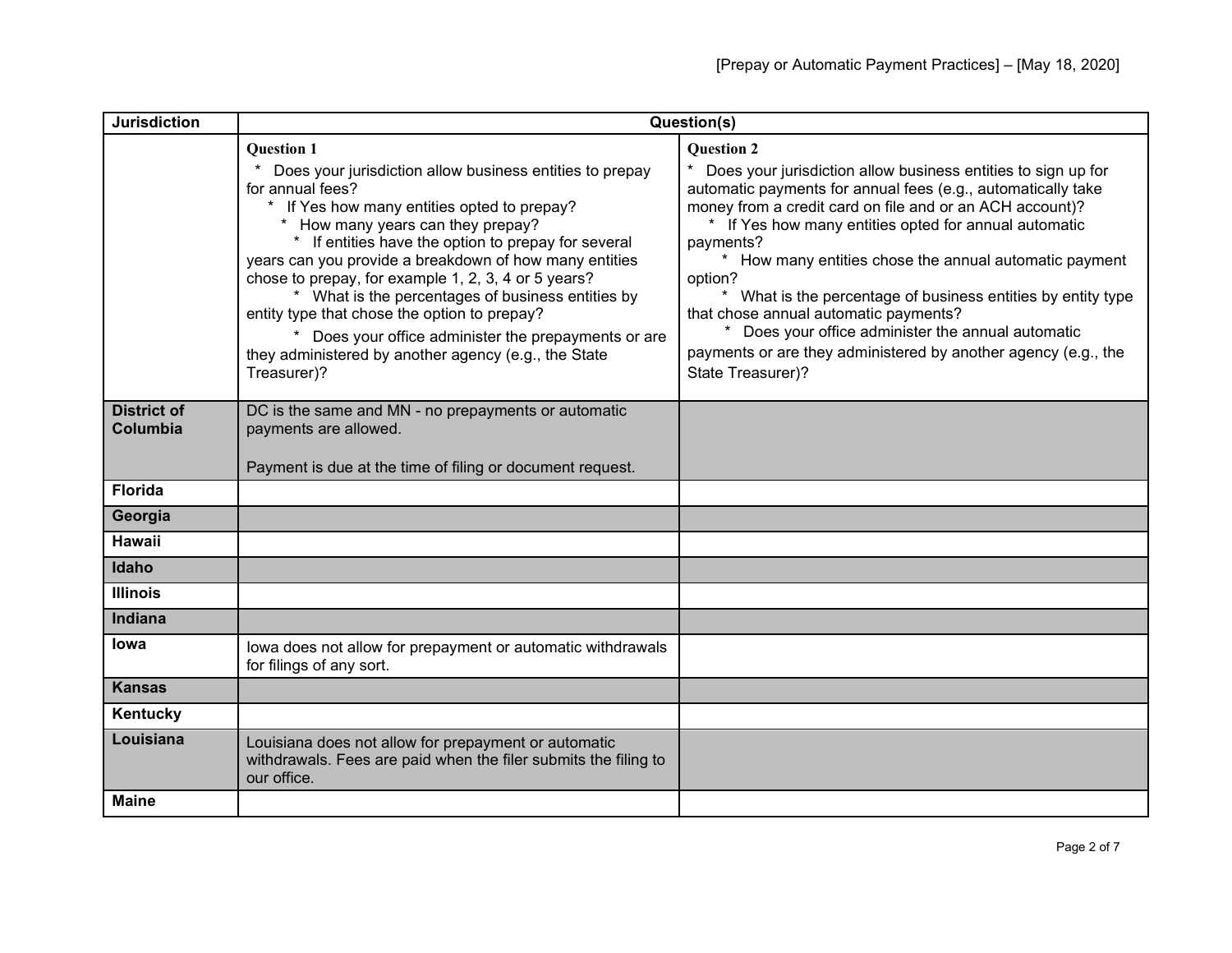| Jurisdiction | Question(s) | |
|---|---|---|
| | **Question 1**<br>* Does your jurisdiction allow business entities to prepay for annual fees?<br>* If Yes how many entities opted to prepay?<br>* How many years can they prepay?<br>* If entities have the option to prepay for several years can you provide a breakdown of how many entities chose to prepay, for example 1, 2, 3, 4 or 5 years?<br>* What is the percentages of business entities by entity type that chose the option to prepay?<br>* Does your office administer the prepayments or are they administered by another agency (e.g., the State Treasurer)? | **Question 2**<br>* Does your jurisdiction allow business entities to sign up for automatic payments for annual fees (e.g., automatically take money from a credit card on file and or an ACH account)?<br>* If Yes how many entities opted for annual automatic payments?<br>* How many entities chose the annual automatic payment option?<br>* What is the percentage of business entities by entity type that chose annual automatic payments?<br>* Does your office administer the annual automatic payments or are they administered by another agency (e.g., the State Treasurer)? |
| **District of Columbia** | DC is the same and MN - no prepayments or automatic payments are allowed.<br><br>Payment is due at the time of filing or document request. | |
| **Florida** | | |
| **Georgia** | | |
| **Hawaii** | | |
| **Idaho** | | |
| **Illinois** | | |
| **Indiana** | | |
| **Iowa** | Iowa does not allow for prepayment or automatic withdrawals for filings of any sort. | |
| **Kansas** | | |
| **Kentucky** | | |
| **Louisiana** | Louisiana does not allow for prepayment or automatic withdrawals. Fees are paid when the filer submits the filing to our office. | |
| **Maine** | | |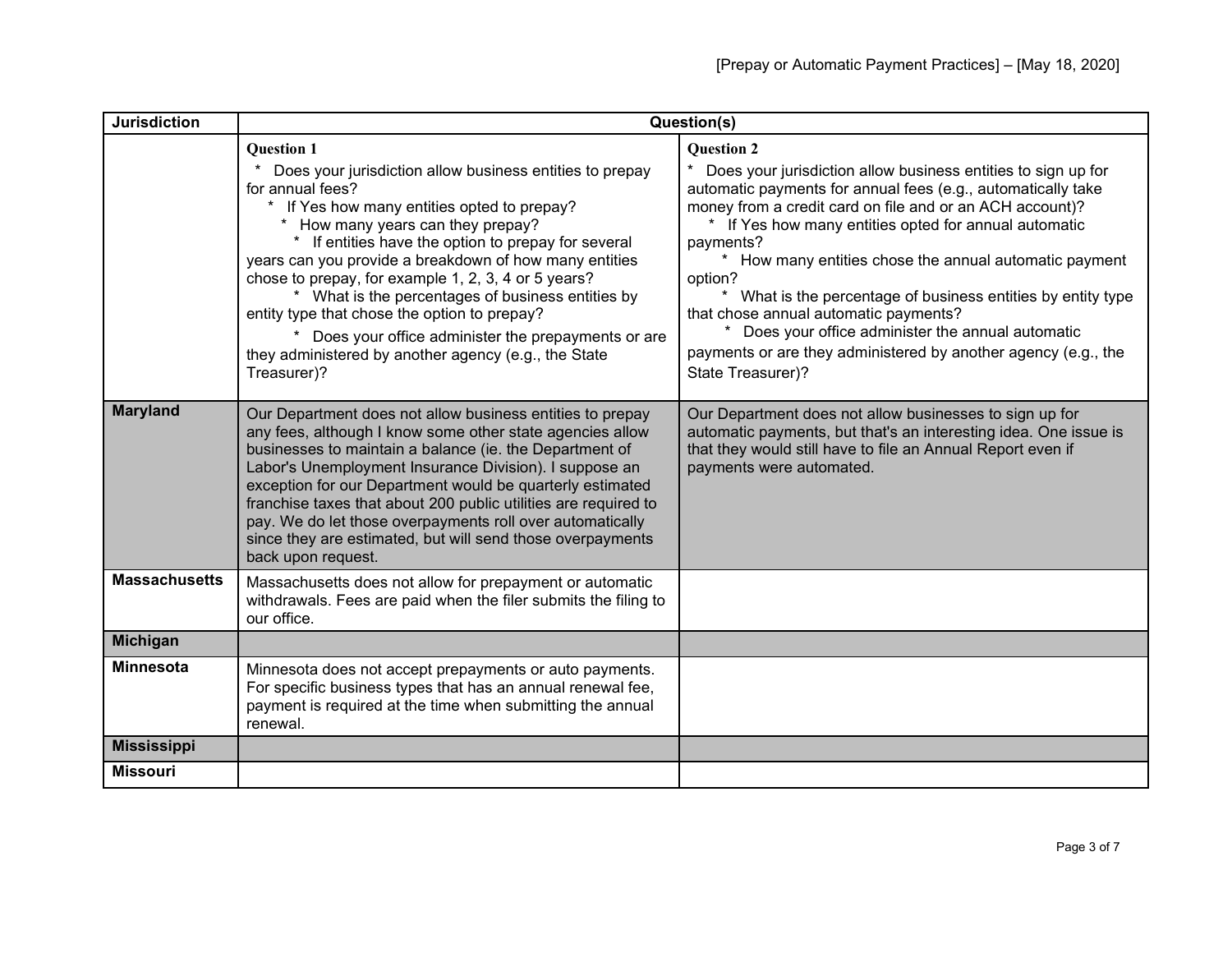| Jurisdiction | Question(s) | |
|---|---|---|
| | **Question 1**<br>* Does your jurisdiction allow business entities to prepay for annual fees?<br>* If Yes how many entities opted to prepay?<br>* How many years can they prepay?<br>* If entities have the option to prepay for several years can you provide a breakdown of how many entities chose to prepay, for example 1, 2, 3, 4 or 5 years?<br>* What is the percentages of business entities by entity type that chose the option to prepay?<br>* Does your office administer the prepayments or are they administered by another agency (e.g., the State Treasurer)? | **Question 2**<br>* Does your jurisdiction allow business entities to sign up for automatic payments for annual fees (e.g., automatically take money from a credit card on file and or an ACH account)?<br>* If Yes how many entities opted for annual automatic payments?<br>* How many entities chose the annual automatic payment option?<br>* What is the percentage of business entities by entity type that chose annual automatic payments?<br>* Does your office administer the annual automatic payments or are they administered by another agency (e.g., the State Treasurer)? |
| **Maryland** | Our Department does not allow business entities to prepay any fees, although I know some other state agencies allow businesses to maintain a balance (ie. the Department of Labor's Unemployment Insurance Division). I suppose an exception for our Department would be quarterly estimated franchise taxes that about 200 public utilities are required to pay. We do let those overpayments roll over automatically since they are estimated, but will send those overpayments back upon request. | Our Department does not allow businesses to sign up for automatic payments, but that's an interesting idea. One issue is that they would still have to file an Annual Report even if payments were automated. |
| **Massachusetts** | Massachusetts does not allow for prepayment or automatic withdrawals. Fees are paid when the filer submits the filing to our office. | |
| **Michigan** | | |
| **Minnesota** | Minnesota does not accept prepayments or auto payments. For specific business types that has an annual renewal fee, payment is required at the time when submitting the annual renewal. | |
| **Mississippi** | | |
| **Missouri** | | |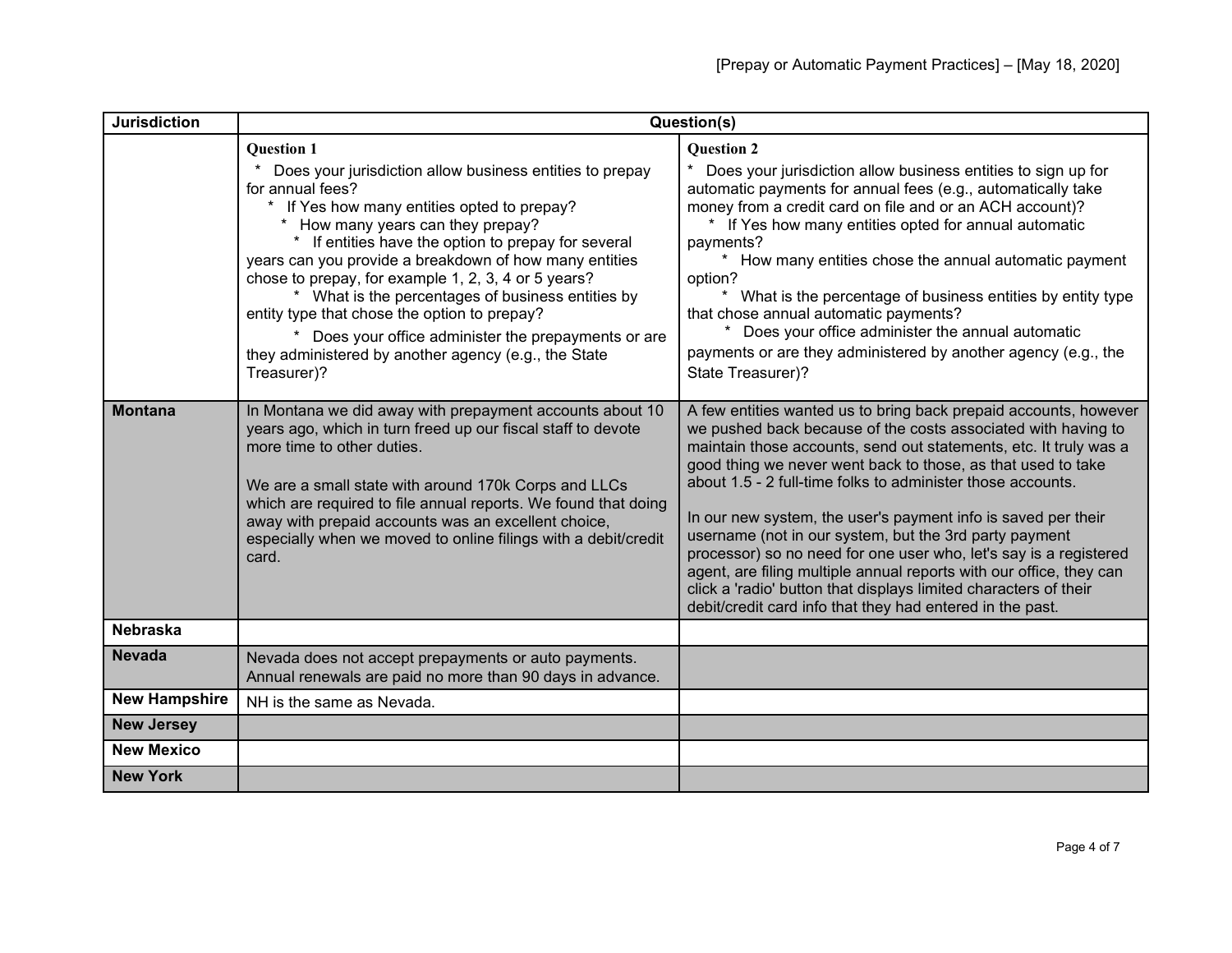| Jurisdiction | Question(s) | |
|---|---|---|
| | **Question 1**<br>* Does your jurisdiction allow business entities to prepay for annual fees?<br>* If Yes how many entities opted to prepay?<br>* How many years can they prepay?<br>* If entities have the option to prepay for several years can you provide a breakdown of how many entities chose to prepay, for example 1, 2, 3, 4 or 5 years?<br>* What is the percentages of business entities by entity type that chose the option to prepay?<br>* Does your office administer the prepayments or are they administered by another agency (e.g., the State Treasurer)? | **Question 2**<br>* Does your jurisdiction allow business entities to sign up for automatic payments for annual fees (e.g., automatically take money from a credit card on file and or an ACH account)?<br>* If Yes how many entities opted for annual automatic payments?<br>* How many entities chose the annual automatic payment option?<br>* What is the percentage of business entities by entity type that chose annual automatic payments?<br>* Does your office administer the annual automatic payments or are they administered by another agency (e.g., the State Treasurer)? |
| **Montana** | In Montana we did away with prepayment accounts about 10 years ago, which in turn freed up our fiscal staff to devote more time to other duties.<br><br>We are a small state with around 170k Corps and LLCs which are required to file annual reports. We found that doing away with prepaid accounts was an excellent choice, especially when we moved to online filings with a debit/credit card. | A few entities wanted us to bring back prepaid accounts, however we pushed back because of the costs associated with having to maintain those accounts, send out statements, etc. It truly was a good thing we never went back to those, as that used to take about 1.5 - 2 full-time folks to administer those accounts.<br><br>In our new system, the user's payment info is saved per their username (not in our system, but the 3rd party payment processor) so no need for one user who, let's say is a registered agent, are filing multiple annual reports with our office, they can click a 'radio' button that displays limited characters of their debit/credit card info that they had entered in the past. |
| **Nebraska** | | |
| **Nevada** | Nevada does not accept prepayments or auto payments. Annual renewals are paid no more than 90 days in advance. | |
| **New Hampshire** | NH is the same as Nevada. | |
| **New Jersey** | | |
| **New Mexico** | | |
| **New York** | | |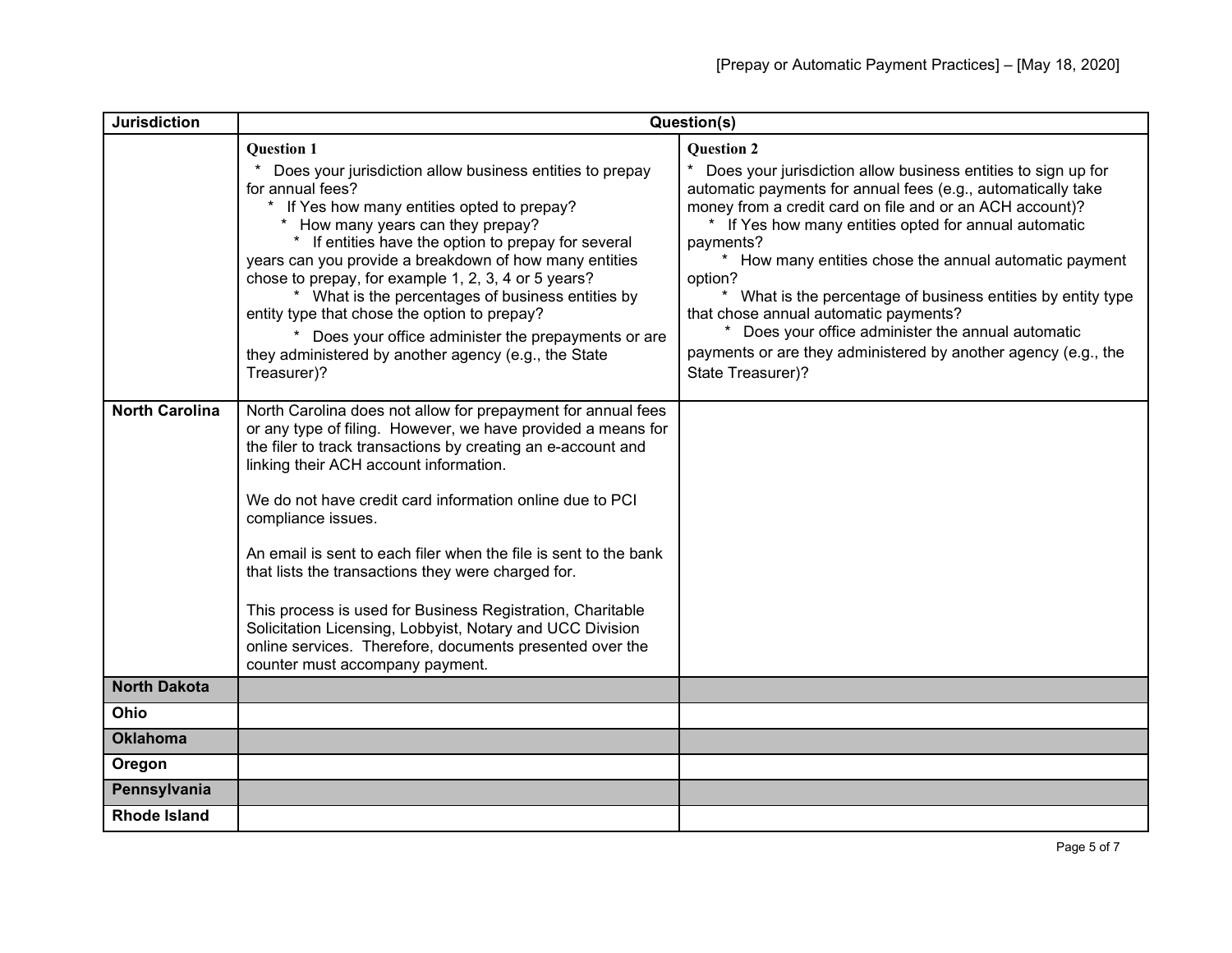| Jurisdiction | Question(s) | |
|---|---|---|
| | **Question 1**<br><br>* Does your jurisdiction allow business entities to prepay for annual fees?<br>* If Yes how many entities opted to prepay?<br>* How many years can they prepay?<br>* If entities have the option to prepay for several years can you provide a breakdown of how many entities chose to prepay, for example 1, 2, 3, 4 or 5 years?<br>* What is the percentages of business entities by entity type that chose the option to prepay?<br>* Does your office administer the prepayments or are they administered by another agency (e.g., the State Treasurer)? | **Question 2**<br><br>* Does your jurisdiction allow business entities to sign up for automatic payments for annual fees (e.g., automatically take money from a credit card on file and or an ACH account)?<br>* If Yes how many entities opted for annual automatic payments?<br>* How many entities chose the annual automatic payment option?<br>* What is the percentage of business entities by entity type that chose annual automatic payments?<br>* Does your office administer the annual automatic payments or are they administered by another agency (e.g., the State Treasurer)? |
| **North Carolina** | North Carolina does not allow for prepayment for annual fees or any type of filing. However, we have provided a means for the filer to track transactions by creating an e-account and linking their ACH account information.<br><br>We do not have credit card information online due to PCI compliance issues.<br><br>An email is sent to each filer when the file is sent to the bank that lists the transactions they were charged for.<br><br>This process is used for Business Registration, Charitable Solicitation Licensing, Lobbyist, Notary and UCC Division online services. Therefore, documents presented over the counter must accompany payment. | |
| **North Dakota** | | |
| **Ohio** | | |
| **Oklahoma** | | |
| **Oregon** | | |
| **Pennsylvania** | | |
| **Rhode Island** | | |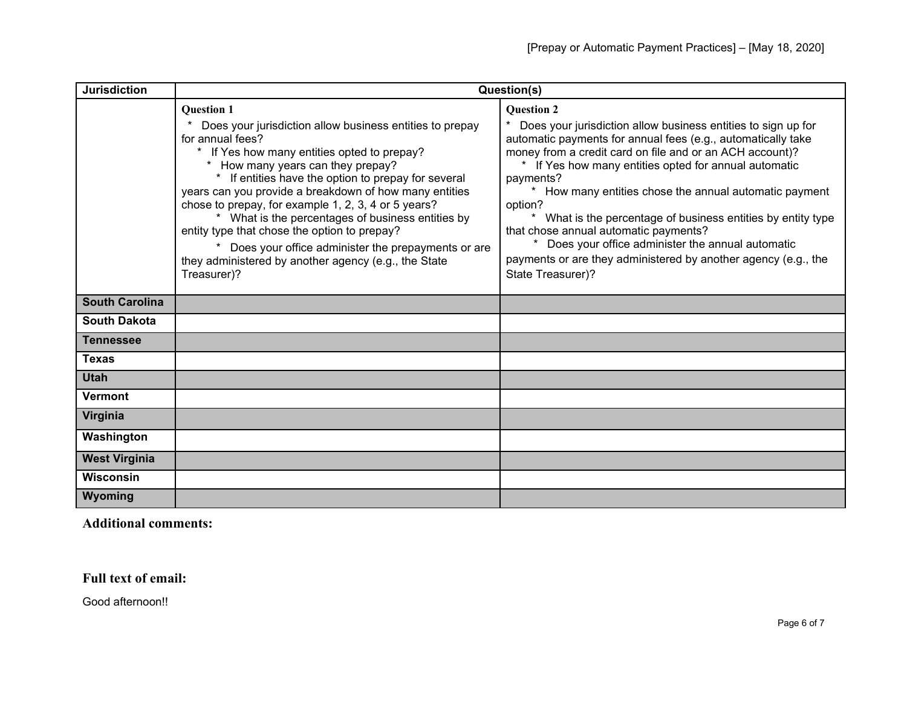| Jurisdiction | Question(s) | |
|---|---|---|
| | **Question 1**<br>* Does your jurisdiction allow business entities to prepay for annual fees?<br>* If Yes how many entities opted to prepay?<br>* How many years can they prepay?<br>* If entities have the option to prepay for several years can you provide a breakdown of how many entities chose to prepay, for example 1, 2, 3, 4 or 5 years?<br>* What is the percentages of business entities by entity type that chose the option to prepay?<br>* Does your office administer the prepayments or are they administered by another agency (e.g., the State Treasurer)? | **Question 2**<br>* Does your jurisdiction allow business entities to sign up for automatic payments for annual fees (e.g., automatically take money from a credit card on file and or an ACH account)?<br>* If Yes how many entities opted for annual automatic payments?<br>* How many entities chose the annual automatic payment option?<br>* What is the percentage of business entities by entity type that chose annual automatic payments?<br>* Does your office administer the annual automatic payments or are they administered by another agency (e.g., the State Treasurer)? |
| **South Carolina** | | |
| **South Dakota** | | |
| **Tennessee** | | |
| **Texas** | | |
| **Utah** | | |
| **Vermont** | | |
| **Virginia** | | |
| **Washington** | | |
| **West Virginia** | | |
| **Wisconsin** | | |
| **Wyoming** | | |

## Additional comments:

## Full text of email:

Good afternoon!!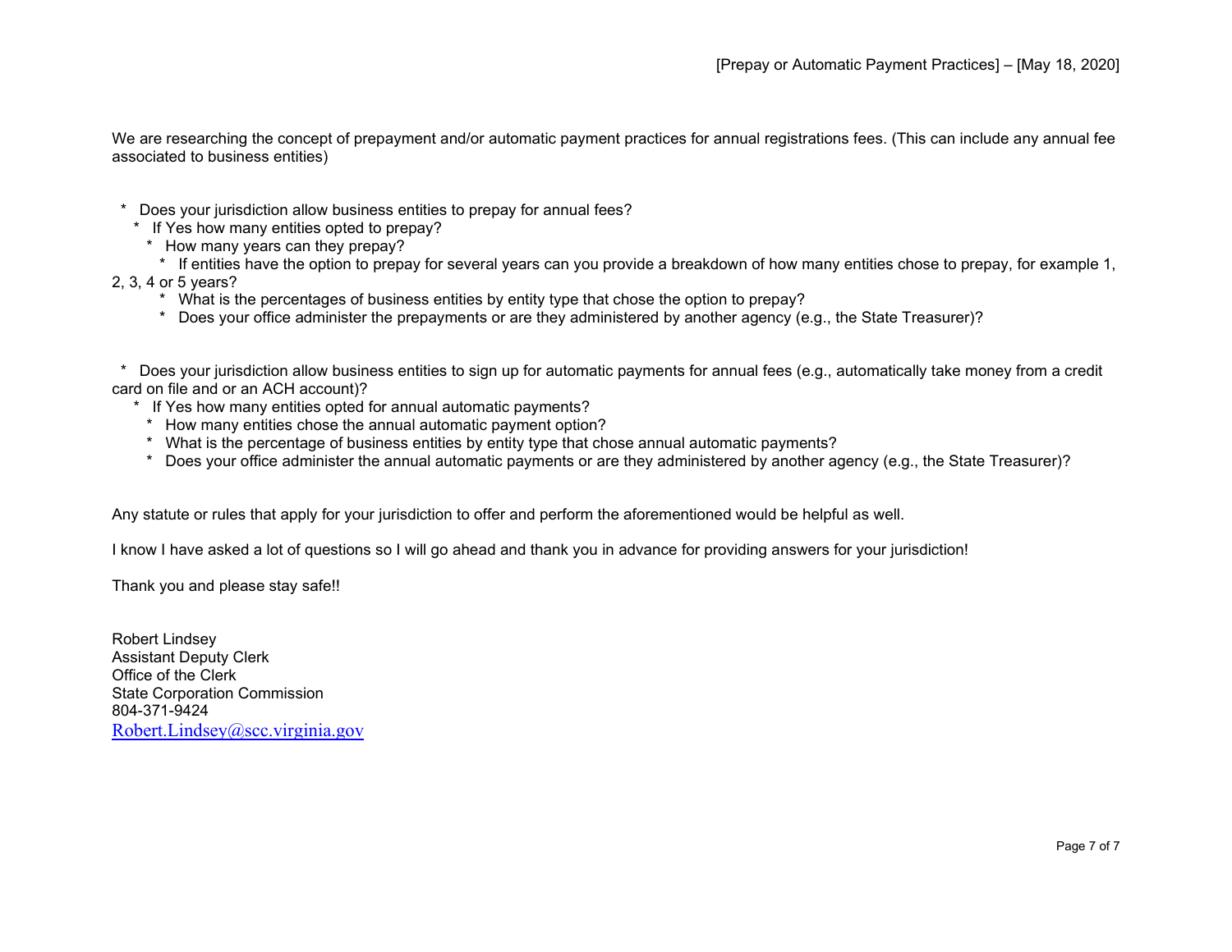We are researching the concept of prepayment and/or automatic payment practices for annual registrations fees. (This can include any annual fee associated to business entities)

- Does your jurisdiction allow business entities to prepay for annual fees?
  - If Yes how many entities opted to prepay?
    - How many years can they prepay?
      - If entities have the option to prepay for several years can you provide a breakdown of how many entities chose to prepay, for example 1, 2, 3, 4 or 5 years?
      - What is the percentages of business entities by entity type that chose the option to prepay?
      - Does your office administer the prepayments or are they administered by another agency (e.g., the State Treasurer)?

- Does your jurisdiction allow business entities to sign up for automatic payments for annual fees (e.g., automatically take money from a credit card on file and or an ACH account)?
  - If Yes how many entities opted for annual automatic payments?
    - How many entities chose the annual automatic payment option?
    - What is the percentage of business entities by entity type that chose annual automatic payments?
    - Does your office administer the annual automatic payments or are they administered by another agency (e.g., the State Treasurer)?

Any statute or rules that apply for your jurisdiction to offer and perform the aforementioned would be helpful as well.

I know I have asked a lot of questions so I will go ahead and thank you in advance for providing answers for your jurisdiction!

Thank you and please stay safe!!

Robert Lindsey
Assistant Deputy Clerk
Office of the Clerk
State Corporation Commission
804-371-9424
Robert.Lindsey@scc.virginia.gov